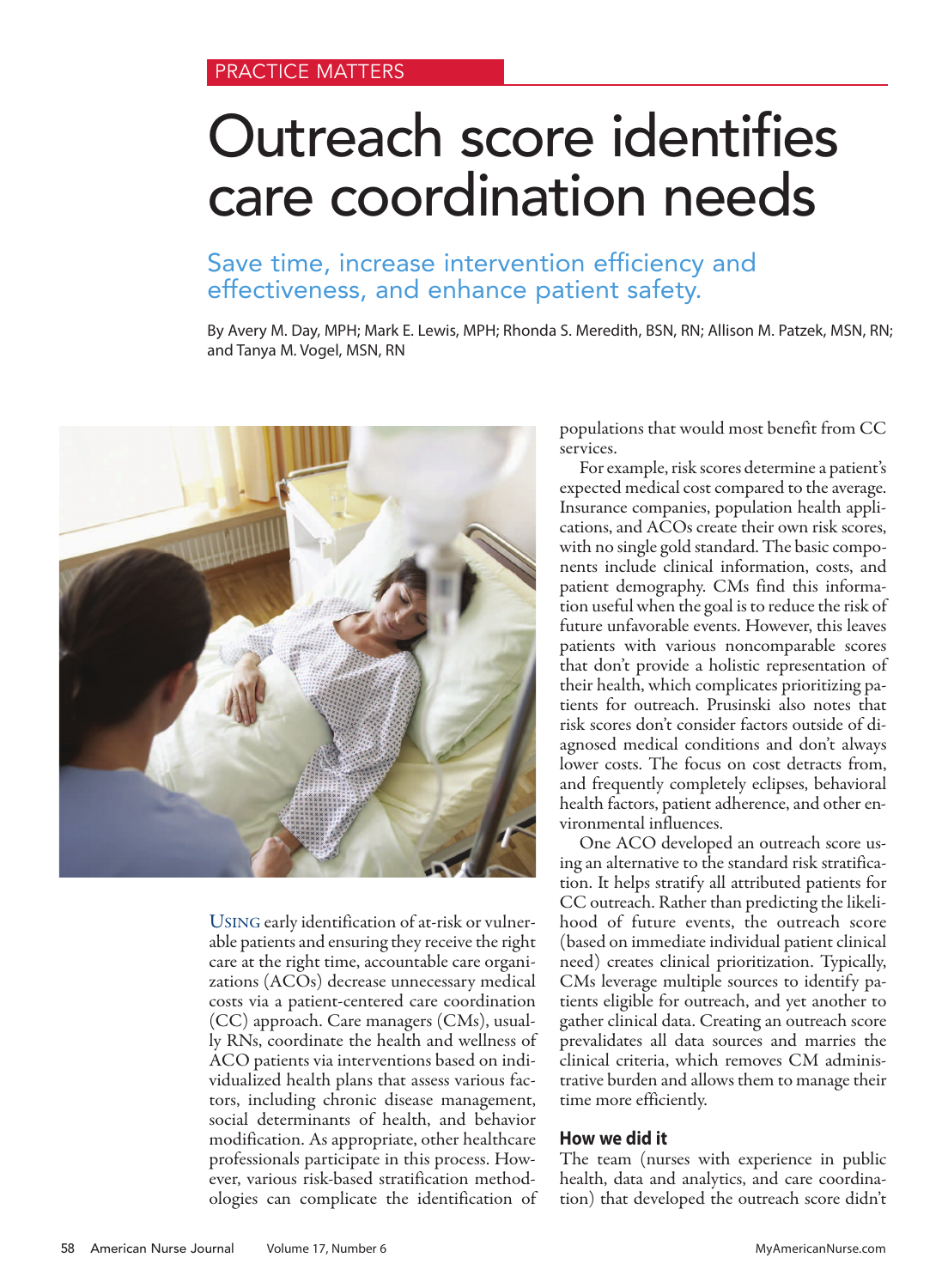PRACTICE MATTERS

# Outreach score identifies care coordination needs

## Save time, increase intervention efficiency and effectiveness, and enhance patient safety.

By Avery M. Day, MPH; Mark E. Lewis, MPH; Rhonda S. Meredith, BSN, RN; Allison M. Patzek, MSN, RN; and Tanya M. Vogel, MSN, RN

USING early identification of at-risk or vulnerable patients and ensuring they receive the right care at the right time, accountable care organizations (ACOs) decrease unnecessary medical costs via a patient-centered care coordination (CC) approach. Care managers (CMs), usually RNs, coordinate the health and wellness of ACO patients via interventions based on individualized health plans that assess various factors, including chronic disease management, social determinants of health, and behavior modification. As appropriate, other healthcare professionals participate in this process. However, various risk-based stratification methodologies can complicate the identification of populations that would most benefit from CC services.

For example, risk scores determine a patient's expected medical cost compared to the average. Insurance companies, population health applications, and ACOs create their own risk scores, with no single gold standard. The basic components include clinical information, costs, and patient demography. CMs find this information useful when the goal is to reduce the risk of future unfavorable events. However, this leaves patients with various noncomparable scores that don't provide a holistic representation of their health, which complicates prioritizing patients for outreach. Prusinski also notes that risk scores don't consider factors outside of diagnosed medical conditions and don't always lower costs. The focus on cost detracts from, and frequently completely eclipses, behavioral health factors, patient adherence, and other environmental influences.

One ACO developed an outreach score using an alternative to the standard risk stratification. It helps stratify all attributed patients for CC outreach. Rather than predicting the likelihood of future events, the outreach score (based on immediate individual patient clinical need) creates clinical prioritization. Typically, CMs leverage multiple sources to identify patients eligible for outreach, and yet another to gather clinical data. Creating an outreach score prevalidates all data sources and marries the clinical criteria, which removes CM administrative burden and allows them to manage their time more efficiently.

### How we did it

The team (nurses with experience in public health, data and analytics, and care coordination) that developed the outreach score didn't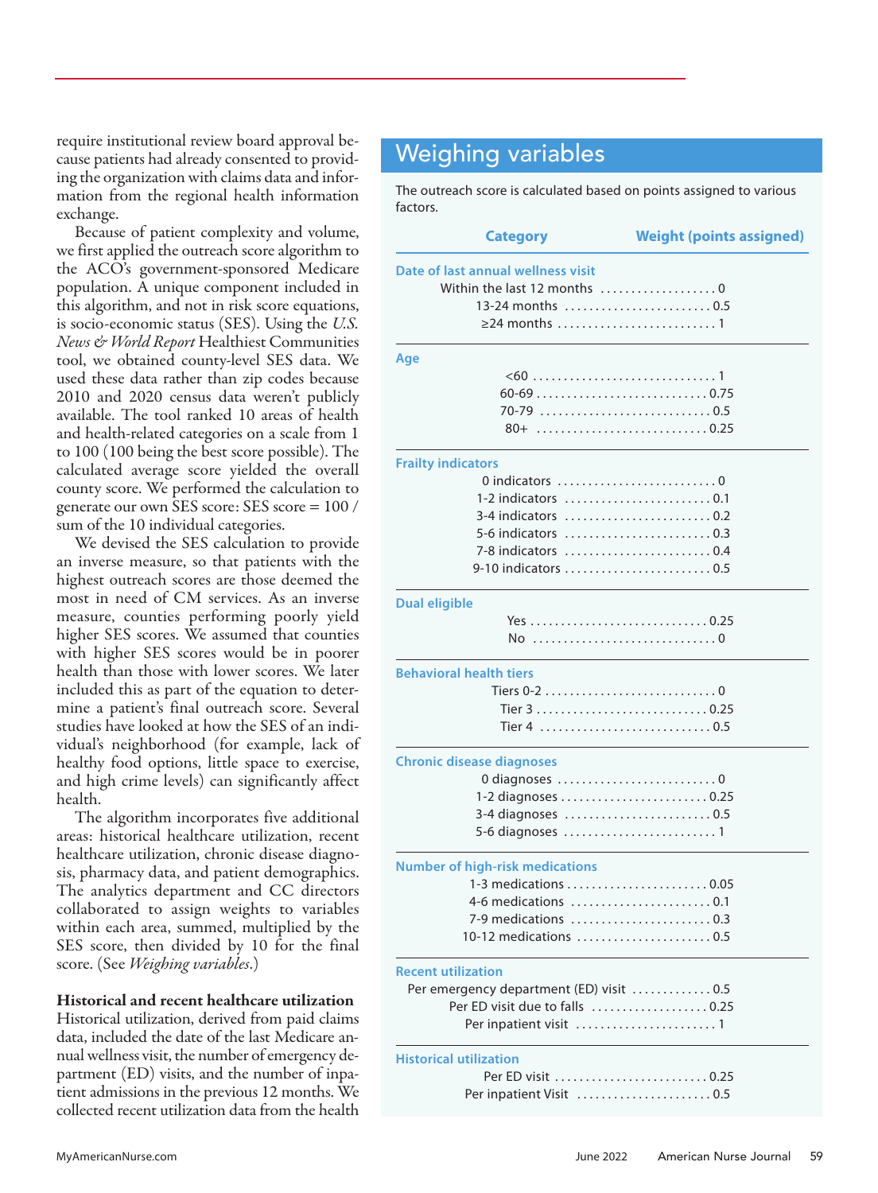require institutional review board approval because patients had already consented to providing the organization with claims data and information from the regional health information exchange.

Because of patient complexity and volume, we first applied the outreach score algorithm to the ACO's government-sponsored Medicare population. A unique component included in this algorithm, and not in risk score equations, is socio-economic status (SES). Using the *U.S. News & World Report* Healthiest Communities tool, we obtained county-level SES data. We used these data rather than zip codes because 2010 and 2020 census data weren't publicly available. The tool ranked 10 areas of health and health-related categories on a scale from 1 to 100 (100 being the best score possible). The calculated average score yielded the overall county score. We performed the calculation to generate our own SES score: SES score = 100 / sum of the 10 individual categories.

We devised the SES calculation to provide an inverse measure, so that patients with the highest outreach scores are those deemed the most in need of CM services. As an inverse measure, counties performing poorly yield higher SES scores. We assumed that counties with higher SES scores would be in poorer health than those with lower scores. We later included this as part of the equation to determine a patient's final outreach score. Several studies have looked at how the SES of an individual's neighborhood (for example, lack of healthy food options, little space to exercise, and high crime levels) can significantly affect health.

The algorithm incorporates five additional areas: historical healthcare utilization, recent healthcare utilization, chronic disease diagnosis, pharmacy data, and patient demographics. The analytics department and CC directors collaborated to assign weights to variables within each area, summed, multiplied by the SES score, then divided by 10 for the final score. (See *Weighing variables*.)

### Historical and recent healthcare utilization

Historical utilization, derived from paid claims data, included the date of the last Medicare annual wellness visit, the number of emergency department (ED) visits, and the number of inpatient admissions in the previous 12 months. We collected recent utilization data from the health

## Weighing variables

The outreach score is calculated based on points assigned to various factors.

| Category | Weight (points assigned) |
|---|---|
| **Date of last annual wellness visit** | |
| Within the last 12 months | 0 |
| 13-24 months | 0.5 |
| ≥24 months | 1 |
| **Age** | |
| <60 | 1 |
| 60-69 | 0.75 |
| 70-79 | 0.5 |
| 80+ | 0.25 |
| **Frailty indicators** | |
| 0 indicators | 0 |
| 1-2 indicators | 0.1 |
| 3-4 indicators | 0.2 |
| 5-6 indicators | 0.3 |
| 7-8 indicators | 0.4 |
| 9-10 indicators | 0.5 |
| **Dual eligible** | |
| Yes | 0.25 |
| No | 0 |
| **Behavioral health tiers** | |
| Tiers 0-2 | 0 |
| Tier 3 | 0.25 |
| Tier 4 | 0.5 |
| **Chronic disease diagnoses** | |
| 0 diagnoses | 0 |
| 1-2 diagnoses | 0.25 |
| 3-4 diagnoses | 0.5 |
| 5-6 diagnoses | 1 |
| **Number of high-risk medications** | |
| 1-3 medications | 0.05 |
| 4-6 medications | 0.1 |
| 7-9 medications | 0.3 |
| 10-12 medications | 0.5 |
| **Recent utilization** | |
| Per emergency department (ED) visit | 0.5 |
| Per ED visit due to falls | 0.25 |
| Per inpatient visit | 1 |
| **Historical utilization** | |
| Per ED visit | 0.25 |
| Per inpatient Visit | 0.5 |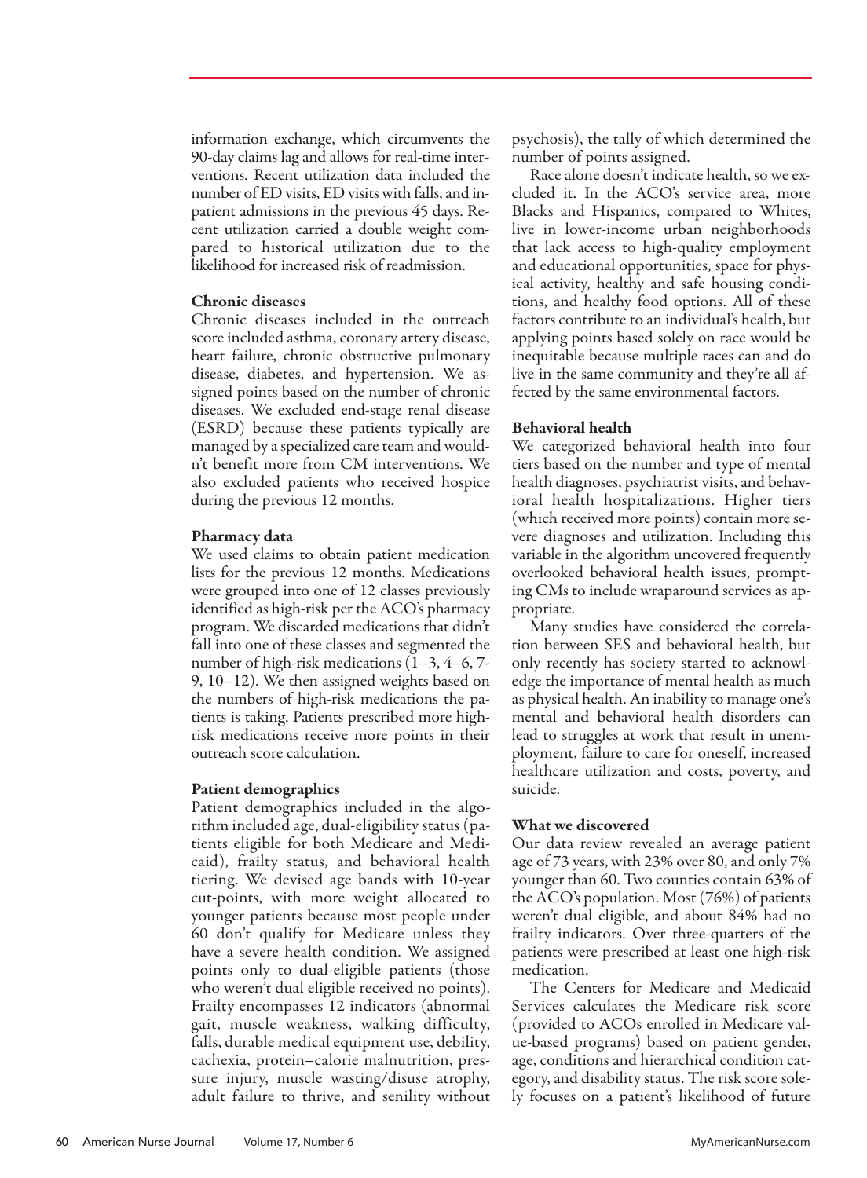information exchange, which circumvents the 90-day claims lag and allows for real-time interventions. Recent utilization data included the number of ED visits, ED visits with falls, and inpatient admissions in the previous 45 days. Recent utilization carried a double weight compared to historical utilization due to the likelihood for increased risk of readmission.

### Chronic diseases

Chronic diseases included in the outreach score included asthma, coronary artery disease, heart failure, chronic obstructive pulmonary disease, diabetes, and hypertension. We assigned points based on the number of chronic diseases. We excluded end-stage renal disease (ESRD) because these patients typically are managed by a specialized care team and wouldn't benefit more from CM interventions. We also excluded patients who received hospice during the previous 12 months.

### Pharmacy data

We used claims to obtain patient medication lists for the previous 12 months. Medications were grouped into one of 12 classes previously identified as high-risk per the ACO's pharmacy program. We discarded medications that didn't fall into one of these classes and segmented the number of high-risk medications (1–3, 4–6, 7-9, 10–12). We then assigned weights based on the numbers of high-risk medications the patients is taking. Patients prescribed more high-risk medications receive more points in their outreach score calculation.

### Patient demographics

Patient demographics included in the algorithm included age, dual-eligibility status (patients eligible for both Medicare and Medicaid), frailty status, and behavioral health tiering. We devised age bands with 10-year cut-points, with more weight allocated to younger patients because most people under 60 don't qualify for Medicare unless they have a severe health condition. We assigned points only to dual-eligible patients (those who weren't dual eligible received no points). Frailty encompasses 12 indicators (abnormal gait, muscle weakness, walking difficulty, falls, durable medical equipment use, debility, cachexia, protein–calorie malnutrition, pressure injury, muscle wasting/disuse atrophy, adult failure to thrive, and senility without psychosis), the tally of which determined the number of points assigned.

Race alone doesn't indicate health, so we excluded it. In the ACO's service area, more Blacks and Hispanics, compared to Whites, live in lower-income urban neighborhoods that lack access to high-quality employment and educational opportunities, space for physical activity, healthy and safe housing conditions, and healthy food options. All of these factors contribute to an individual's health, but applying points based solely on race would be inequitable because multiple races can and do live in the same community and they're all affected by the same environmental factors.

### Behavioral health

We categorized behavioral health into four tiers based on the number and type of mental health diagnoses, psychiatrist visits, and behavioral health hospitalizations. Higher tiers (which received more points) contain more severe diagnoses and utilization. Including this variable in the algorithm uncovered frequently overlooked behavioral health issues, prompting CMs to include wraparound services as appropriate.

Many studies have considered the correlation between SES and behavioral health, but only recently has society started to acknowledge the importance of mental health as much as physical health. An inability to manage one's mental and behavioral health disorders can lead to struggles at work that result in unemployment, failure to care for oneself, increased healthcare utilization and costs, poverty, and suicide.

### What we discovered

Our data review revealed an average patient age of 73 years, with 23% over 80, and only 7% younger than 60. Two counties contain 63% of the ACO's population. Most (76%) of patients weren't dual eligible, and about 84% had no frailty indicators. Over three-quarters of the patients were prescribed at least one high-risk medication.

The Centers for Medicare and Medicaid Services calculates the Medicare risk score (provided to ACOs enrolled in Medicare value-based programs) based on patient gender, age, conditions and hierarchical condition category, and disability status. The risk score solely focuses on a patient's likelihood of future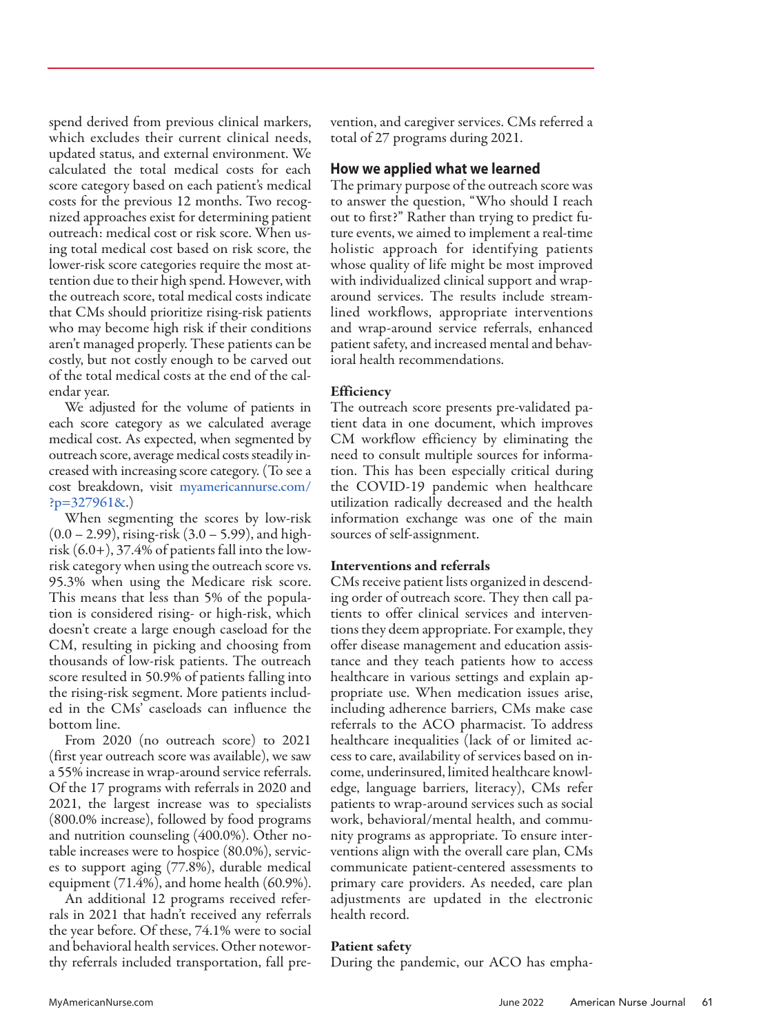spend derived from previous clinical markers, which excludes their current clinical needs, updated status, and external environment. We calculated the total medical costs for each score category based on each patient's medical costs for the previous 12 months. Two recognized approaches exist for determining patient outreach: medical cost or risk score. When using total medical cost based on risk score, the lower-risk score categories require the most attention due to their high spend. However, with the outreach score, total medical costs indicate that CMs should prioritize rising-risk patients who may become high risk if their conditions aren't managed properly. These patients can be costly, but not costly enough to be carved out of the total medical costs at the end of the calendar year.

We adjusted for the volume of patients in each score category as we calculated average medical cost. As expected, when segmented by outreach score, average medical costs steadily increased with increasing score category. (To see a cost breakdown, visit myamericannurse.com/?p=327961&.)

When segmenting the scores by low-risk (0.0 – 2.99), rising-risk (3.0 – 5.99), and high-risk (6.0+), 37.4% of patients fall into the low-risk category when using the outreach score vs. 95.3% when using the Medicare risk score. This means that less than 5% of the population is considered rising- or high-risk, which doesn't create a large enough caseload for the CM, resulting in picking and choosing from thousands of low-risk patients. The outreach score resulted in 50.9% of patients falling into the rising-risk segment. More patients included in the CMs' caseloads can influence the bottom line.

From 2020 (no outreach score) to 2021 (first year outreach score was available), we saw a 55% increase in wrap-around service referrals. Of the 17 programs with referrals in 2020 and 2021, the largest increase was to specialists (800.0% increase), followed by food programs and nutrition counseling (400.0%). Other notable increases were to hospice (80.0%), services to support aging (77.8%), durable medical equipment (71.4%), and home health (60.9%).

An additional 12 programs received referrals in 2021 that hadn't received any referrals the year before. Of these, 74.1% were to social and behavioral health services. Other noteworthy referrals included transportation, fall prevention, and caregiver services. CMs referred a total of 27 programs during 2021.

## How we applied what we learned

The primary purpose of the outreach score was to answer the question, "Who should I reach out to first?" Rather than trying to predict future events, we aimed to implement a real-time holistic approach for identifying patients whose quality of life might be most improved with individualized clinical support and wrap-around services. The results include streamlined workflows, appropriate interventions and wrap-around service referrals, enhanced patient safety, and increased mental and behavioral health recommendations.

### Efficiency

The outreach score presents pre-validated patient data in one document, which improves CM workflow efficiency by eliminating the need to consult multiple sources for information. This has been especially critical during the COVID-19 pandemic when healthcare utilization radically decreased and the health information exchange was one of the main sources of self-assignment.

### Interventions and referrals

CMs receive patient lists organized in descending order of outreach score. They then call patients to offer clinical services and interventions they deem appropriate. For example, they offer disease management and education assistance and they teach patients how to access healthcare in various settings and explain appropriate use. When medication issues arise, including adherence barriers, CMs make case referrals to the ACO pharmacist. To address healthcare inequalities (lack of or limited access to care, availability of services based on income, underinsured, limited healthcare knowledge, language barriers, literacy), CMs refer patients to wrap-around services such as social work, behavioral/mental health, and community programs as appropriate. To ensure interventions align with the overall care plan, CMs communicate patient-centered assessments to primary care providers. As needed, care plan adjustments are updated in the electronic health record.

### Patient safety

During the pandemic, our ACO has empha-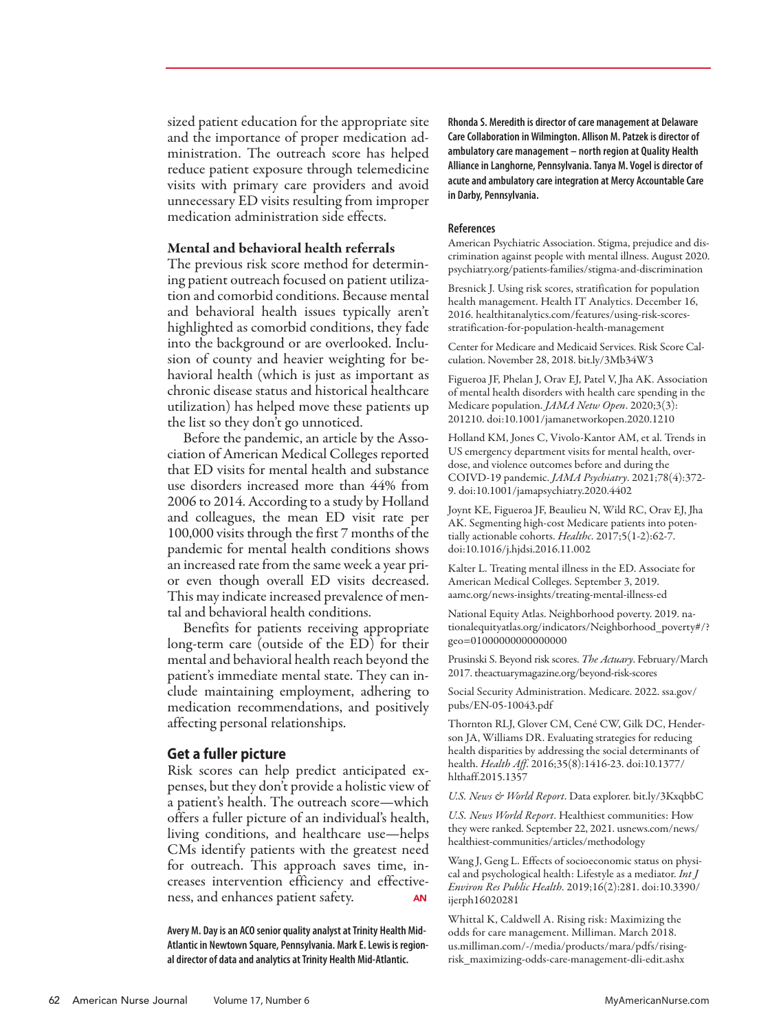sized patient education for the appropriate site and the importance of proper medication administration. The outreach score has helped reduce patient exposure through telemedicine visits with primary care providers and avoid unnecessary ED visits resulting from improper medication administration side effects.

### Mental and behavioral health referrals

The previous risk score method for determining patient outreach focused on patient utilization and comorbid conditions. Because mental and behavioral health issues typically aren't highlighted as comorbid conditions, they fade into the background or are overlooked. Inclusion of county and heavier weighting for behavioral health (which is just as important as chronic disease status and historical healthcare utilization) has helped move these patients up the list so they don't go unnoticed.

Before the pandemic, an article by the Association of American Medical Colleges reported that ED visits for mental health and substance use disorders increased more than 44% from 2006 to 2014. According to a study by Holland and colleagues, the mean ED visit rate per 100,000 visits through the first 7 months of the pandemic for mental health conditions shows an increased rate from the same week a year prior even though overall ED visits decreased. This may indicate increased prevalence of mental and behavioral health conditions.

Benefits for patients receiving appropriate long-term care (outside of the ED) for their mental and behavioral health reach beyond the patient's immediate mental state. They can include maintaining employment, adhering to medication recommendations, and positively affecting personal relationships.

## Get a fuller picture

Risk scores can help predict anticipated expenses, but they don't provide a holistic view of a patient's health. The outreach score—which offers a fuller picture of an individual's health, living conditions, and healthcare use—helps CMs identify patients with the greatest need for outreach. This approach saves time, increases intervention efficiency and effectiveness, and enhances patient safety. **AN**

**Avery M. Day is an ACO senior quality analyst at Trinity Health Mid-Atlantic in Newtown Square, Pennsylvania. Mark E. Lewis is regional director of data and analytics at Trinity Health Mid-Atlantic.**

**Rhonda S. Meredith is director of care management at Delaware Care Collaboration in Wilmington. Allison M. Patzek is director of ambulatory care management – north region at Quality Health Alliance in Langhorne, Pennsylvania. Tanya M. Vogel is director of acute and ambulatory care integration at Mercy Accountable Care in Darby, Pennsylvania.**

### References

American Psychiatric Association. Stigma, prejudice and discrimination against people with mental illness. August 2020. psychiatry.org/patients-families/stigma-and-discrimination

Bresnick J. Using risk scores, stratification for population health management. Health IT Analytics. December 16, 2016. healthitanalytics.com/features/using-risk-scores-stratification-for-population-health-management

Center for Medicare and Medicaid Services. Risk Score Calculation. November 28, 2018. bit.ly/3Mb34W3

Figueroa JF, Phelan J, Orav EJ, Patel V, Jha AK. Association of mental health disorders with health care spending in the Medicare population. *JAMA Netw Open*. 2020;3(3): 201210. doi:10.1001/jamanetworkopen.2020.1210

Holland KM, Jones C, Vivolo-Kantor AM, et al. Trends in US emergency department visits for mental health, overdose, and violence outcomes before and during the COIVD-19 pandemic. *JAMA Psychiatry*. 2021;78(4):372-9. doi:10.1001/jamapsychiatry.2020.4402

Joynt KE, Figueroa JF, Beaulieu N, Wild RC, Orav EJ, Jha AK. Segmenting high-cost Medicare patients into potentially actionable cohorts. *Healthc*. 2017;5(1-2):62-7. doi:10.1016/j.hjdsi.2016.11.002

Kalter L. Treating mental illness in the ED. Associate for American Medical Colleges. September 3, 2019. aamc.org/news-insights/treating-mental-illness-ed

National Equity Atlas. Neighborhood poverty. 2019. nationalequityatlas.org/indicators/Neighborhood_poverty#/?geo=01000000000000000

Prusinski S. Beyond risk scores. *The Actuary*. February/March 2017. theactuarymagazine.org/beyond-risk-scores

Social Security Administration. Medicare. 2022. ssa.gov/pubs/EN-05-10043.pdf

Thornton RLJ, Glover CM, Cené CW, Gilk DC, Henderson JA, Williams DR. Evaluating strategies for reducing health disparities by addressing the social determinants of health. *Health Aff*. 2016;35(8):1416-23. doi:10.1377/hlthaff.2015.1357

*U.S. News & World Report*. Data explorer. bit.ly/3KxqbbC

*U.S. News World Report*. Healthiest communities: How they were ranked. September 22, 2021. usnews.com/news/healthiest-communities/articles/methodology

Wang J, Geng L. Effects of socioeconomic status on physical and psychological health: Lifestyle as a mediator. *Int J Environ Res Public Health*. 2019;16(2):281. doi:10.3390/ijerph16020281

Whittal K, Caldwell A. Rising risk: Maximizing the odds for care management. Milliman. March 2018. us.milliman.com/-/media/products/mara/pdfs/rising-risk_maximizing-odds-care-management-dli-edit.ashx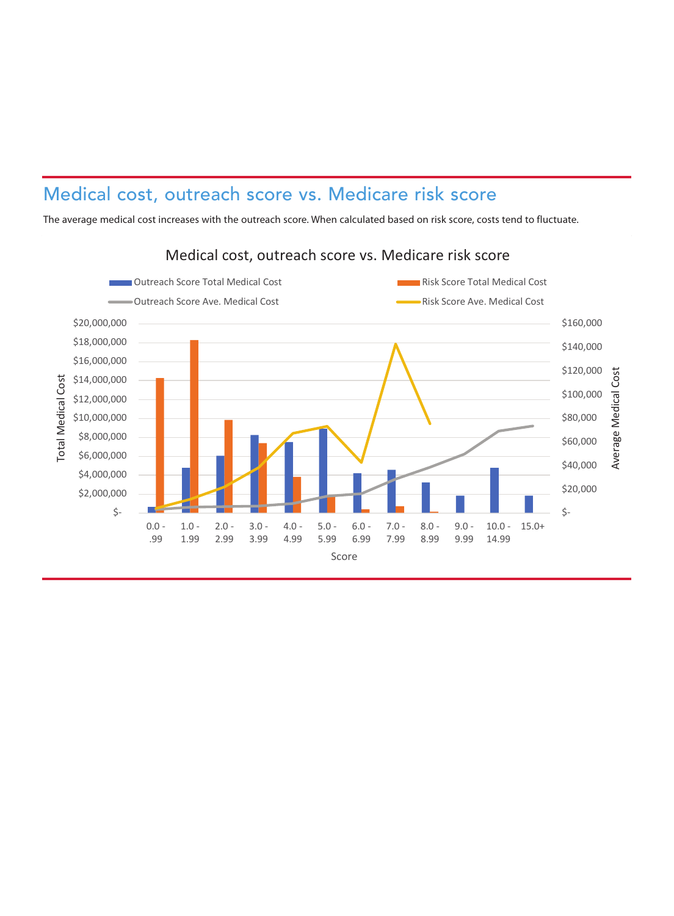## Medical cost, outreach score vs. Medicare risk score

The average medical cost increases with the outreach score. When calculated based on risk score, costs tend to fluctuate.

Medical cost, outreach score vs. Medicare risk score

Outreach Score Total Medical Cost
Risk Score Total Medical Cost
Outreach Score Ave. Medical Cost
Risk Score Ave. Medical Cost

Total Medical Cost

$20,000,000
$18,000,000
$16,000,000
$14,000,000
$12,000,000
$10,000,000
$8,000,000
$6,000,000
$4,000,000
$2,000,000
$-

Average Medical Cost

$160,000
$140,000
$120,000
$100,000
$80,000
$60,000
$40,000
$20,000
$-

0.0 - .99
1.0 - 1.99
2.0 - 2.99
3.0 - 3.99
4.0 - 4.99
5.0 - 5.99
6.0 - 6.99
7.0 - 7.99
8.0 - 8.99
9.0 - 9.99
10.0 - 14.99
15.0+

Score